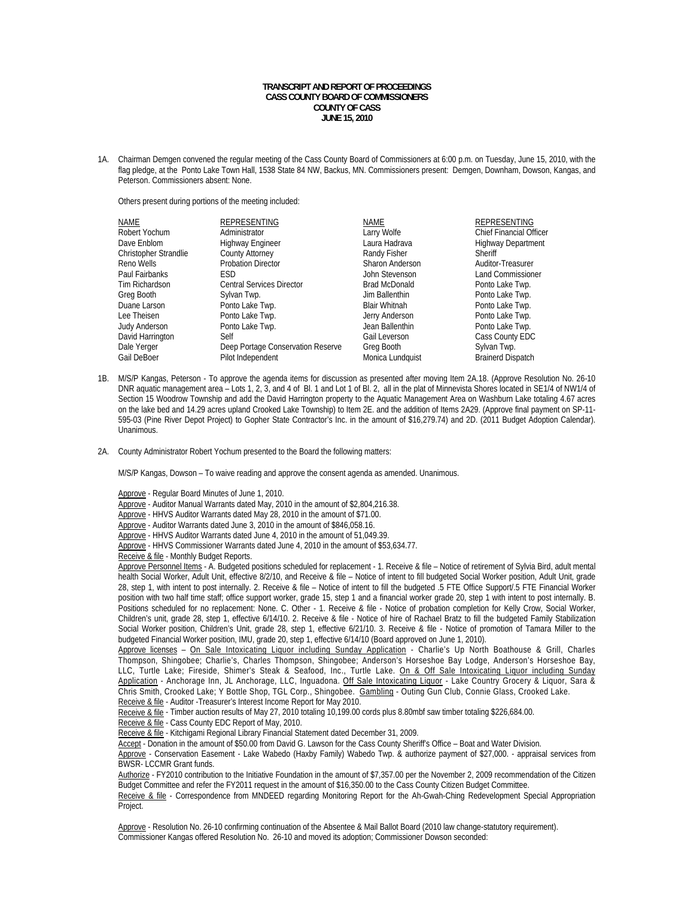**TRANSCRIPT AND REPORT OF PROCEEDINGS**
**CASS COUNTY BOARD OF COMMISSIONERS**
**COUNTY OF CASS**
**JUNE 15, 2010**

1A. Chairman Demgen convened the regular meeting of the Cass County Board of Commissioners at 6:00 p.m. on Tuesday, June 15, 2010, with the flag pledge, at the Ponto Lake Town Hall, 1538 State 84 NW, Backus, MN. Commissioners present: Demgen, Downham, Dowson, Kangas, and Peterson. Commissioners absent: None.

Others present during portions of the meeting included:

| NAME | REPRESENTING | NAME | REPRESENTING |
|---|---|---|---|
| Robert Yochum | Administrator | Larry Wolfe | Chief Financial Officer |
| Dave Enblom | Highway Engineer | Laura Hadrava | Highway Department |
| Christopher Strandlie | County Attorney | Randy Fisher | Sheriff |
| Reno Wells | Probation Director | Sharon Anderson | Auditor-Treasurer |
| Paul Fairbanks | ESD | John Stevenson | Land Commissioner |
| Tim Richardson | Central Services Director | Brad McDonald | Ponto Lake Twp. |
| Greg Booth | Sylvan Twp. | Jim Ballenthin | Ponto Lake Twp. |
| Duane Larson | Ponto Lake Twp. | Blair Whitnah | Ponto Lake Twp. |
| Lee Theisen | Ponto Lake Twp. | Jerry Anderson | Ponto Lake Twp. |
| Judy Anderson | Ponto Lake Twp. | Jean Ballenthin | Ponto Lake Twp. |
| David Harrington | Self | Gail Leverson | Cass County EDC |
| Dale Yerger | Deep Portage Conservation Reserve | Greg Booth | Sylvan Twp. |
| Gail DeBoer | Pilot Independent | Monica Lundquist | Brainerd Dispatch |

1B. M/S/P Kangas, Peterson - To approve the agenda items for discussion as presented after moving Item 2A.18. (Approve Resolution No. 26-10 DNR aquatic management area – Lots 1, 2, 3, and 4 of Bl. 1 and Lot 1 of Bl. 2, all in the plat of Minnevista Shores located in SE1/4 of NW1/4 of Section 15 Woodrow Township and add the David Harrington property to the Aquatic Management Area on Washburn Lake totaling 4.67 acres on the lake bed and 14.29 acres upland Crooked Lake Township) to Item 2E. and the addition of Items 2A29. (Approve final payment on SP-11-595-03 (Pine River Depot Project) to Gopher State Contractor's Inc. in the amount of $16,279.74) and 2D. (2011 Budget Adoption Calendar). Unanimous.

2A. County Administrator Robert Yochum presented to the Board the following matters:

M/S/P Kangas, Dowson – To waive reading and approve the consent agenda as amended. Unanimous.

Approve - Regular Board Minutes of June 1, 2010.
Approve - Auditor Manual Warrants dated May, 2010 in the amount of $2,804,216.38.
Approve - HHVS Auditor Warrants dated May 28, 2010 in the amount of $71.00.
Approve - Auditor Warrants dated June 3, 2010 in the amount of $846,058.16.
Approve - HHVS Auditor Warrants dated June 4, 2010 in the amount of 51,049.39.
Approve - HHVS Commissioner Warrants dated June 4, 2010 in the amount of $53,634.77.
Receive & file - Monthly Budget Reports.
Approve Personnel Items - A. Budgeted positions scheduled for replacement - 1. Receive & file – Notice of retirement of Sylvia Bird, adult mental health Social Worker, Adult Unit, effective 8/2/10, and Receive & file – Notice of intent to fill budgeted Social Worker position, Adult Unit, grade 28, step 1, with intent to post internally. 2. Receive & file – Notice of intent to fill the budgeted .5 FTE Office Support/.5 FTE Financial Worker position with two half time staff; office support worker, grade 15, step 1 and a financial worker grade 20, step 1 with intent to post internally. B. Positions scheduled for no replacement: None. C. Other - 1. Receive & file - Notice of probation completion for Kelly Crow, Social Worker, Children's unit, grade 28, step 1, effective 6/14/10. 2. Receive & file - Notice of hire of Rachael Bratz to fill the budgeted Family Stabilization Social Worker position, Children's Unit, grade 28, step 1, effective 6/21/10. 3. Receive & file - Notice of promotion of Tamara Miller to the budgeted Financial Worker position, IMU, grade 20, step 1, effective 6/14/10 (Board approved on June 1, 2010).
Approve licenses – On Sale Intoxicating Liquor including Sunday Application - Charlie's Up North Boathouse & Grill, Charles Thompson, Shingobee; Charlie's, Charles Thompson, Shingobee; Anderson's Horseshoe Bay Lodge, Anderson's Horseshoe Bay, LLC, Turtle Lake; Fireside, Shimer's Steak & Seafood, Inc., Turtle Lake. On & Off Sale Intoxicating Liquor including Sunday Application - Anchorage Inn, JL Anchorage, LLC, Inguadona. Off Sale Intoxicating Liquor - Lake Country Grocery & Liquor, Sara & Chris Smith, Crooked Lake; Y Bottle Shop, TGL Corp., Shingobee. Gambling - Outing Gun Club, Connie Glass, Crooked Lake.
Receive & file - Auditor -Treasurer's Interest Income Report for May 2010.
Receive & file - Timber auction results of May 27, 2010 totaling 10,199.00 cords plus 8.80mbf saw timber totaling $226,684.00.
Receive & file - Cass County EDC Report of May, 2010.
Receive & file - Kitchigami Regional Library Financial Statement dated December 31, 2009.
Accept - Donation in the amount of $50.00 from David G. Lawson for the Cass County Sheriff's Office – Boat and Water Division.
Approve - Conservation Easement - Lake Wabedo (Haxby Family) Wabedo Twp. & authorize payment of $27,000. - appraisal services from BWSR- LCCMR Grant funds.
Authorize - FY2010 contribution to the Initiative Foundation in the amount of $7,357.00 per the November 2, 2009 recommendation of the Citizen Budget Committee and refer the FY2011 request in the amount of $16,350.00 to the Cass County Citizen Budget Committee.
Receive & file - Correspondence from MNDEED regarding Monitoring Report for the Ah-Gwah-Ching Redevelopment Special Appropriation Project.

Approve - Resolution No. 26-10 confirming continuation of the Absentee & Mail Ballot Board (2010 law change-statutory requirement).
Commissioner Kangas offered Resolution No. 26-10 and moved its adoption; Commissioner Dowson seconded: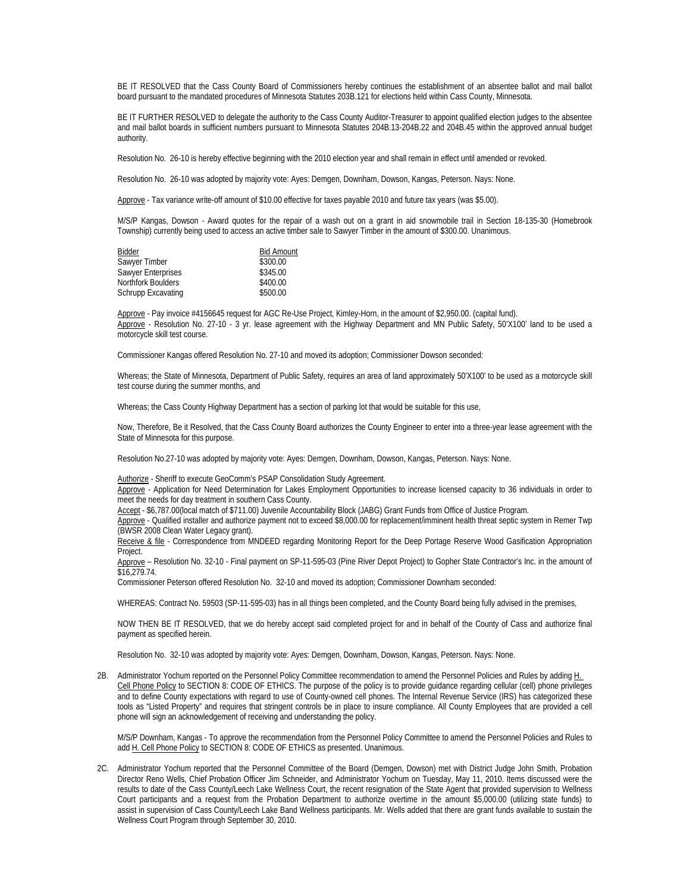BE IT RESOLVED that the Cass County Board of Commissioners hereby continues the establishment of an absentee ballot and mail ballot board pursuant to the mandated procedures of Minnesota Statutes 203B.121 for elections held within Cass County, Minnesota.

BE IT FURTHER RESOLVED to delegate the authority to the Cass County Auditor-Treasurer to appoint qualified election judges to the absentee and mail ballot boards in sufficient numbers pursuant to Minnesota Statutes 204B.13-204B.22 and 204B.45 within the approved annual budget authority.

Resolution No. 26-10 is hereby effective beginning with the 2010 election year and shall remain in effect until amended or revoked.

Resolution No. 26-10 was adopted by majority vote: Ayes: Demgen, Downham, Dowson, Kangas, Peterson. Nays: None.

Approve - Tax variance write-off amount of $10.00 effective for taxes payable 2010 and future tax years (was $5.00).

M/S/P Kangas, Dowson - Award quotes for the repair of a wash out on a grant in aid snowmobile trail in Section 18-135-30 (Homebrook Township) currently being used to access an active timber sale to Sawyer Timber in the amount of $300.00. Unanimous.

| Bidder | Bid Amount |
|---|---|
| Sawyer Timber | $300.00 |
| Sawyer Enterprises | $345.00 |
| Northfork Boulders | $400.00 |
| Schrupp Excavating | $500.00 |

Approve - Pay invoice #4156645 request for AGC Re-Use Project, Kimley-Horn, in the amount of $2,950.00. (capital fund).
Approve - Resolution No. 27-10 - 3 yr. lease agreement with the Highway Department and MN Public Safety, 50'X100' land to be used a motorcycle skill test course.

Commissioner Kangas offered Resolution No. 27-10 and moved its adoption; Commissioner Dowson seconded:

Whereas; the State of Minnesota, Department of Public Safety, requires an area of land approximately 50'X100' to be used as a motorcycle skill test course during the summer months, and

Whereas; the Cass County Highway Department has a section of parking lot that would be suitable for this use,

Now, Therefore, Be it Resolved, that the Cass County Board authorizes the County Engineer to enter into a three-year lease agreement with the State of Minnesota for this purpose.

Resolution No.27-10 was adopted by majority vote: Ayes: Demgen, Downham, Dowson, Kangas, Peterson. Nays: None.

Authorize - Sheriff to execute GeoComm's PSAP Consolidation Study Agreement.
Approve - Application for Need Determination for Lakes Employment Opportunities to increase licensed capacity to 36 individuals in order to meet the needs for day treatment in southern Cass County.
Accept - $6,787.00(local match of $711.00) Juvenile Accountability Block (JABG) Grant Funds from Office of Justice Program.
Approve - Qualified installer and authorize payment not to exceed $8,000.00 for replacement/imminent health threat septic system in Remer Twp (BWSR 2008 Clean Water Legacy grant).
Receive & file - Correspondence from MNDEED regarding Monitoring Report for the Deep Portage Reserve Wood Gasification Appropriation Project.
Approve – Resolution No. 32-10 - Final payment on SP-11-595-03 (Pine River Depot Project) to Gopher State Contractor's Inc. in the amount of $16,279.74.
Commissioner Peterson offered Resolution No. 32-10 and moved its adoption; Commissioner Downham seconded:

WHEREAS: Contract No. 59503 (SP-11-595-03) has in all things been completed, and the County Board being fully advised in the premises,

NOW THEN BE IT RESOLVED, that we do hereby accept said completed project for and in behalf of the County of Cass and authorize final payment as specified herein.

Resolution No. 32-10 was adopted by majority vote: Ayes: Demgen, Downham, Dowson, Kangas, Peterson. Nays: None.

2B. Administrator Yochum reported on the Personnel Policy Committee recommendation to amend the Personnel Policies and Rules by adding H. Cell Phone Policy to SECTION 8: CODE OF ETHICS. The purpose of the policy is to provide guidance regarding cellular (cell) phone privileges and to define County expectations with regard to use of County-owned cell phones. The Internal Revenue Service (IRS) has categorized these tools as "Listed Property" and requires that stringent controls be in place to insure compliance. All County Employees that are provided a cell phone will sign an acknowledgement of receiving and understanding the policy.

M/S/P Downham, Kangas - To approve the recommendation from the Personnel Policy Committee to amend the Personnel Policies and Rules to add H. Cell Phone Policy to SECTION 8: CODE OF ETHICS as presented. Unanimous.

2C. Administrator Yochum reported that the Personnel Committee of the Board (Demgen, Dowson) met with District Judge John Smith, Probation Director Reno Wells, Chief Probation Officer Jim Schneider, and Administrator Yochum on Tuesday, May 11, 2010. Items discussed were the results to date of the Cass County/Leech Lake Wellness Court, the recent resignation of the State Agent that provided supervision to Wellness Court participants and a request from the Probation Department to authorize overtime in the amount $5,000.00 (utilizing state funds) to assist in supervision of Cass County/Leech Lake Band Wellness participants. Mr. Wells added that there are grant funds available to sustain the Wellness Court Program through September 30, 2010.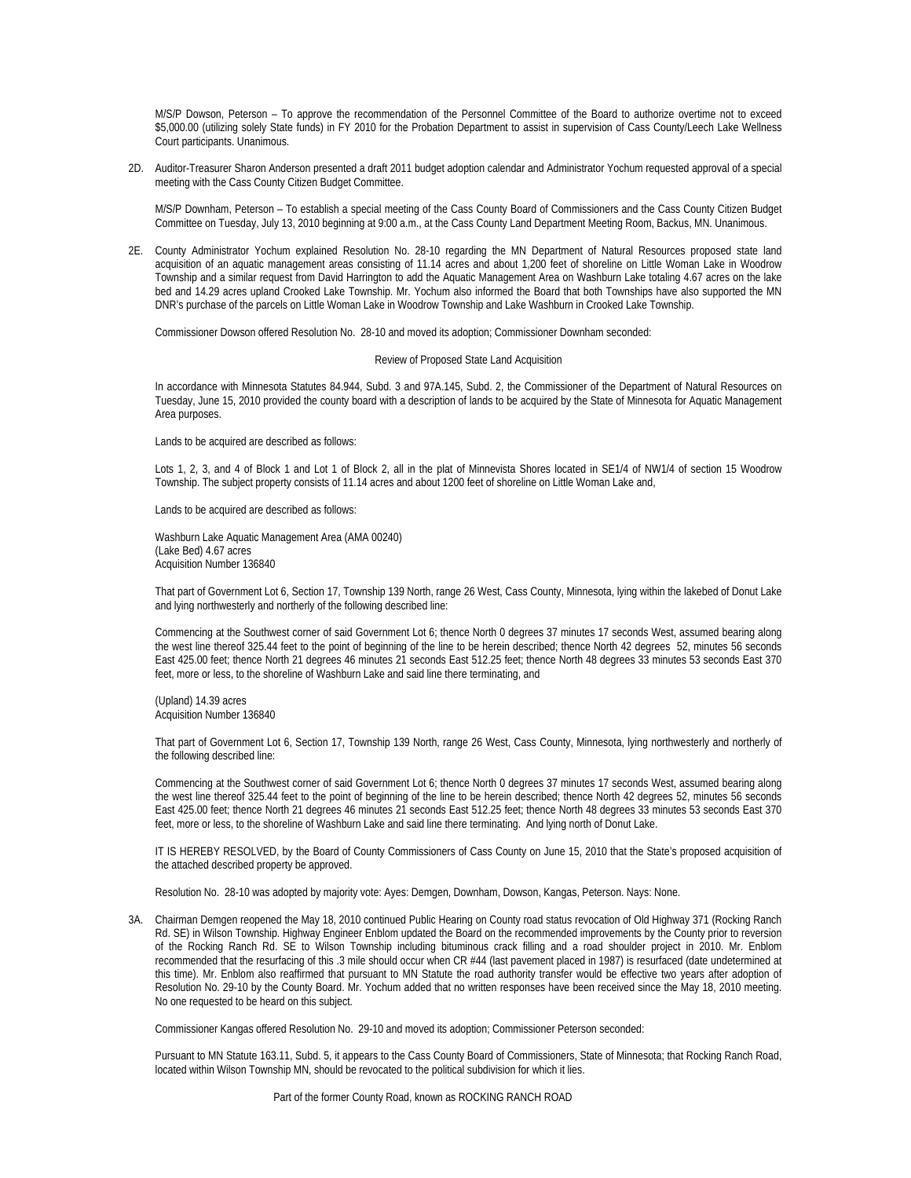M/S/P Dowson, Peterson – To approve the recommendation of the Personnel Committee of the Board to authorize overtime not to exceed $5,000.00 (utilizing solely State funds) in FY 2010 for the Probation Department to assist in supervision of Cass County/Leech Lake Wellness Court participants. Unanimous.

2D. Auditor-Treasurer Sharon Anderson presented a draft 2011 budget adoption calendar and Administrator Yochum requested approval of a special meeting with the Cass County Citizen Budget Committee.

M/S/P Downham, Peterson – To establish a special meeting of the Cass County Board of Commissioners and the Cass County Citizen Budget Committee on Tuesday, July 13, 2010 beginning at 9:00 a.m., at the Cass County Land Department Meeting Room, Backus, MN. Unanimous.

2E. County Administrator Yochum explained Resolution No. 28-10 regarding the MN Department of Natural Resources proposed state land acquisition of an aquatic management areas consisting of 11.14 acres and about 1,200 feet of shoreline on Little Woman Lake in Woodrow Township and a similar request from David Harrington to add the Aquatic Management Area on Washburn Lake totaling 4.67 acres on the lake bed and 14.29 acres upland Crooked Lake Township. Mr. Yochum also informed the Board that both Townships have also supported the MN DNR's purchase of the parcels on Little Woman Lake in Woodrow Township and Lake Washburn in Crooked Lake Township.

Commissioner Dowson offered Resolution No. 28-10 and moved its adoption; Commissioner Downham seconded:

Review of Proposed State Land Acquisition

In accordance with Minnesota Statutes 84.944, Subd. 3 and 97A.145, Subd. 2, the Commissioner of the Department of Natural Resources on Tuesday, June 15, 2010 provided the county board with a description of lands to be acquired by the State of Minnesota for Aquatic Management Area purposes.

Lands to be acquired are described as follows:

Lots 1, 2, 3, and 4 of Block 1 and Lot 1 of Block 2, all in the plat of Minnevista Shores located in SE1/4 of NW1/4 of section 15 Woodrow Township. The subject property consists of 11.14 acres and about 1200 feet of shoreline on Little Woman Lake and,

Lands to be acquired are described as follows:

Washburn Lake Aquatic Management Area (AMA 00240)
(Lake Bed) 4.67 acres
Acquisition Number 136840

That part of Government Lot 6, Section 17, Township 139 North, range 26 West, Cass County, Minnesota, lying within the lakebed of Donut Lake and lying northwesterly and northerly of the following described line:

Commencing at the Southwest corner of said Government Lot 6; thence North 0 degrees 37 minutes 17 seconds West, assumed bearing along the west line thereof 325.44 feet to the point of beginning of the line to be herein described; thence North 42 degrees 52, minutes 56 seconds East 425.00 feet; thence North 21 degrees 46 minutes 21 seconds East 512.25 feet; thence North 48 degrees 33 minutes 53 seconds East 370 feet, more or less, to the shoreline of Washburn Lake and said line there terminating, and

(Upland) 14.39 acres
Acquisition Number 136840

That part of Government Lot 6, Section 17, Township 139 North, range 26 West, Cass County, Minnesota, lying northwesterly and northerly of the following described line:

Commencing at the Southwest corner of said Government Lot 6; thence North 0 degrees 37 minutes 17 seconds West, assumed bearing along the west line thereof 325.44 feet to the point of beginning of the line to be herein described; thence North 42 degrees 52, minutes 56 seconds East 425.00 feet; thence North 21 degrees 46 minutes 21 seconds East 512.25 feet; thence North 48 degrees 33 minutes 53 seconds East 370 feet, more or less, to the shoreline of Washburn Lake and said line there terminating. And lying north of Donut Lake.

IT IS HEREBY RESOLVED, by the Board of County Commissioners of Cass County on June 15, 2010 that the State's proposed acquisition of the attached described property be approved.

Resolution No. 28-10 was adopted by majority vote: Ayes: Demgen, Downham, Dowson, Kangas, Peterson. Nays: None.

3A. Chairman Demgen reopened the May 18, 2010 continued Public Hearing on County road status revocation of Old Highway 371 (Rocking Ranch Rd. SE) in Wilson Township. Highway Engineer Enblom updated the Board on the recommended improvements by the County prior to reversion of the Rocking Ranch Rd. SE to Wilson Township including bituminous crack filling and a road shoulder project in 2010. Mr. Enblom recommended that the resurfacing of this .3 mile should occur when CR #44 (last pavement placed in 1987) is resurfaced (date undetermined at this time). Mr. Enblom also reaffirmed that pursuant to MN Statute the road authority transfer would be effective two years after adoption of Resolution No. 29-10 by the County Board. Mr. Yochum added that no written responses have been received since the May 18, 2010 meeting. No one requested to be heard on this subject.

Commissioner Kangas offered Resolution No. 29-10 and moved its adoption; Commissioner Peterson seconded:

Pursuant to MN Statute 163.11, Subd. 5, it appears to the Cass County Board of Commissioners, State of Minnesota; that Rocking Ranch Road, located within Wilson Township MN, should be revocated to the political subdivision for which it lies.

Part of the former County Road, known as ROCKING RANCH ROAD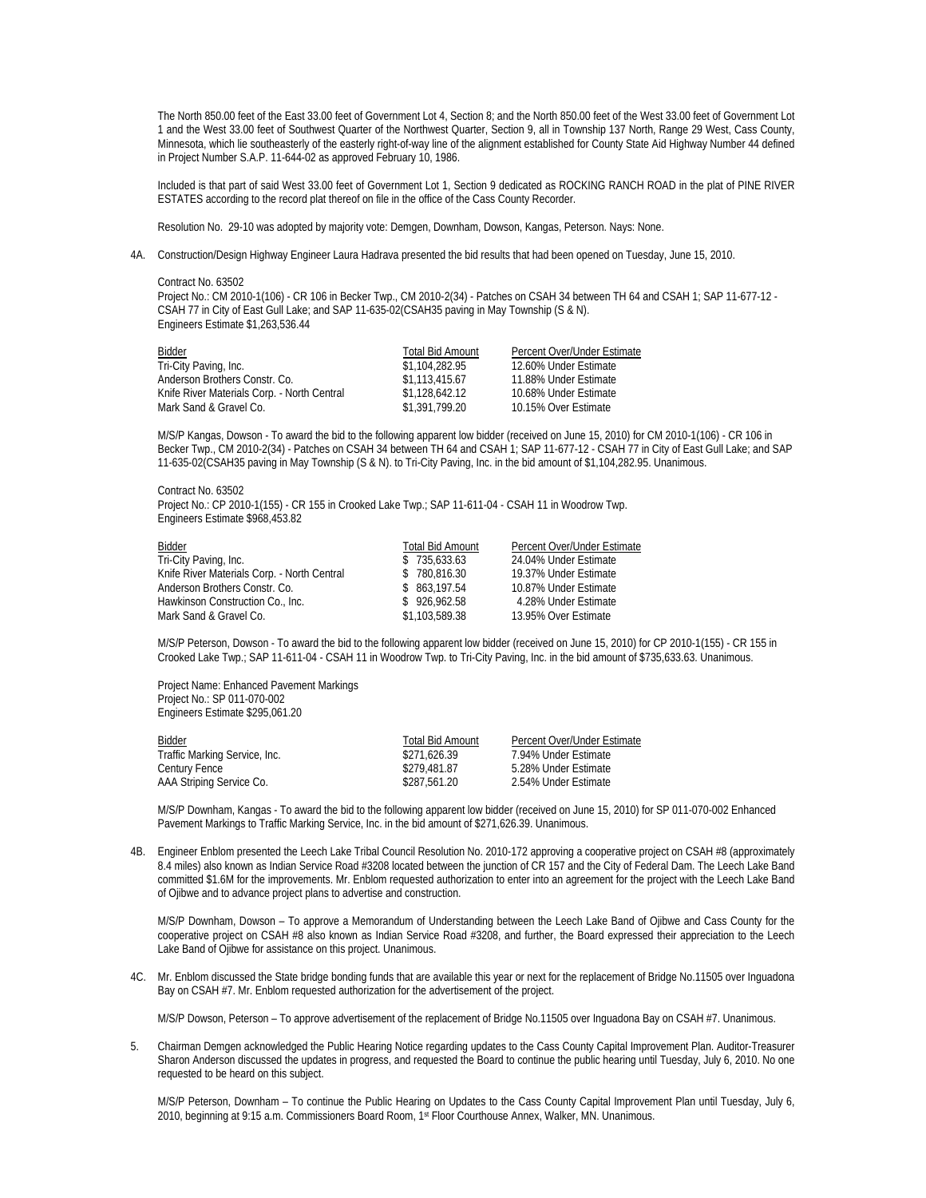The North 850.00 feet of the East 33.00 feet of Government Lot 4, Section 8; and the North 850.00 feet of the West 33.00 feet of Government Lot 1 and the West 33.00 feet of Southwest Quarter of the Northwest Quarter, Section 9, all in Township 137 North, Range 29 West, Cass County, Minnesota, which lie southeasterly of the easterly right-of-way line of the alignment established for County State Aid Highway Number 44 defined in Project Number S.A.P. 11-644-02 as approved February 10, 1986.

Included is that part of said West 33.00 feet of Government Lot 1, Section 9 dedicated as ROCKING RANCH ROAD in the plat of PINE RIVER ESTATES according to the record plat thereof on file in the office of the Cass County Recorder.

Resolution No. 29-10 was adopted by majority vote: Demgen, Downham, Dowson, Kangas, Peterson. Nays: None.

4A. Construction/Design Highway Engineer Laura Hadrava presented the bid results that had been opened on Tuesday, June 15, 2010.

Contract No. 63502
Project No.: CM 2010-1(106) - CR 106 in Becker Twp., CM 2010-2(34) - Patches on CSAH 34 between TH 64 and CSAH 1; SAP 11-677-12 - CSAH 77 in City of East Gull Lake; and SAP 11-635-02(CSAH35 paving in May Township (S & N).
Engineers Estimate $1,263,536.44

| Bidder | Total Bid Amount | Percent Over/Under Estimate |
|---|---|---|
| Tri-City Paving, Inc. | $1,104,282.95 | 12.60% Under Estimate |
| Anderson Brothers Constr. Co. | $1,113,415.67 | 11.88% Under Estimate |
| Knife River Materials Corp. - North Central | $1,128,642.12 | 10.68% Under Estimate |
| Mark Sand & Gravel Co. | $1,391,799.20 | 10.15% Over Estimate |

M/S/P Kangas, Dowson - To award the bid to the following apparent low bidder (received on June 15, 2010) for CM 2010-1(106) - CR 106 in Becker Twp., CM 2010-2(34) - Patches on CSAH 34 between TH 64 and CSAH 1; SAP 11-677-12 - CSAH 77 in City of East Gull Lake; and SAP 11-635-02(CSAH35 paving in May Township (S & N). to Tri-City Paving, Inc. in the bid amount of $1,104,282.95. Unanimous.

Contract No. 63502
Project No.: CP 2010-1(155) - CR 155 in Crooked Lake Twp.; SAP 11-611-04 - CSAH 11 in Woodrow Twp.
Engineers Estimate $968,453.82

| Bidder | Total Bid Amount | Percent Over/Under Estimate |
|---|---|---|
| Tri-City Paving, Inc. | $ 735,633.63 | 24.04% Under Estimate |
| Knife River Materials Corp. - North Central | $ 780,816.30 | 19.37% Under Estimate |
| Anderson Brothers Constr. Co. | $ 863,197.54 | 10.87% Under Estimate |
| Hawkinson Construction Co., Inc. | $ 926,962.58 | 4.28% Under Estimate |
| Mark Sand & Gravel Co. | $1,103,589.38 | 13.95% Over Estimate |

M/S/P Peterson, Dowson - To award the bid to the following apparent low bidder (received on June 15, 2010) for CP 2010-1(155) - CR 155 in Crooked Lake Twp.; SAP 11-611-04 - CSAH 11 in Woodrow Twp. to Tri-City Paving, Inc. in the bid amount of $735,633.63. Unanimous.

Project Name: Enhanced Pavement Markings
Project No.: SP 011-070-002
Engineers Estimate $295,061.20

| Bidder | Total Bid Amount | Percent Over/Under Estimate |
|---|---|---|
| Traffic Marking Service, Inc. | $271,626.39 | 7.94% Under Estimate |
| Century Fence | $279,481.87 | 5.28% Under Estimate |
| AAA Striping Service Co. | $287,561.20 | 2.54% Under Estimate |

M/S/P Downham, Kangas - To award the bid to the following apparent low bidder (received on June 15, 2010) for SP 011-070-002 Enhanced Pavement Markings to Traffic Marking Service, Inc. in the bid amount of $271,626.39. Unanimous.

4B. Engineer Enblom presented the Leech Lake Tribal Council Resolution No. 2010-172 approving a cooperative project on CSAH #8 (approximately 8.4 miles) also known as Indian Service Road #3208 located between the junction of CR 157 and the City of Federal Dam. The Leech Lake Band committed $1.6M for the improvements. Mr. Enblom requested authorization to enter into an agreement for the project with the Leech Lake Band of Ojibwe and to advance project plans to advertise and construction.

M/S/P Downham, Dowson – To approve a Memorandum of Understanding between the Leech Lake Band of Ojibwe and Cass County for the cooperative project on CSAH #8 also known as Indian Service Road #3208, and further, the Board expressed their appreciation to the Leech Lake Band of Ojibwe for assistance on this project. Unanimous.

4C. Mr. Enblom discussed the State bridge bonding funds that are available this year or next for the replacement of Bridge No.11505 over Inguadona Bay on CSAH #7. Mr. Enblom requested authorization for the advertisement of the project.

M/S/P Dowson, Peterson – To approve advertisement of the replacement of Bridge No.11505 over Inguadona Bay on CSAH #7. Unanimous.

5. Chairman Demgen acknowledged the Public Hearing Notice regarding updates to the Cass County Capital Improvement Plan. Auditor-Treasurer Sharon Anderson discussed the updates in progress, and requested the Board to continue the public hearing until Tuesday, July 6, 2010. No one requested to be heard on this subject.

M/S/P Peterson, Downham – To continue the Public Hearing on Updates to the Cass County Capital Improvement Plan until Tuesday, July 6, 2010, beginning at 9:15 a.m. Commissioners Board Room, 1st Floor Courthouse Annex, Walker, MN. Unanimous.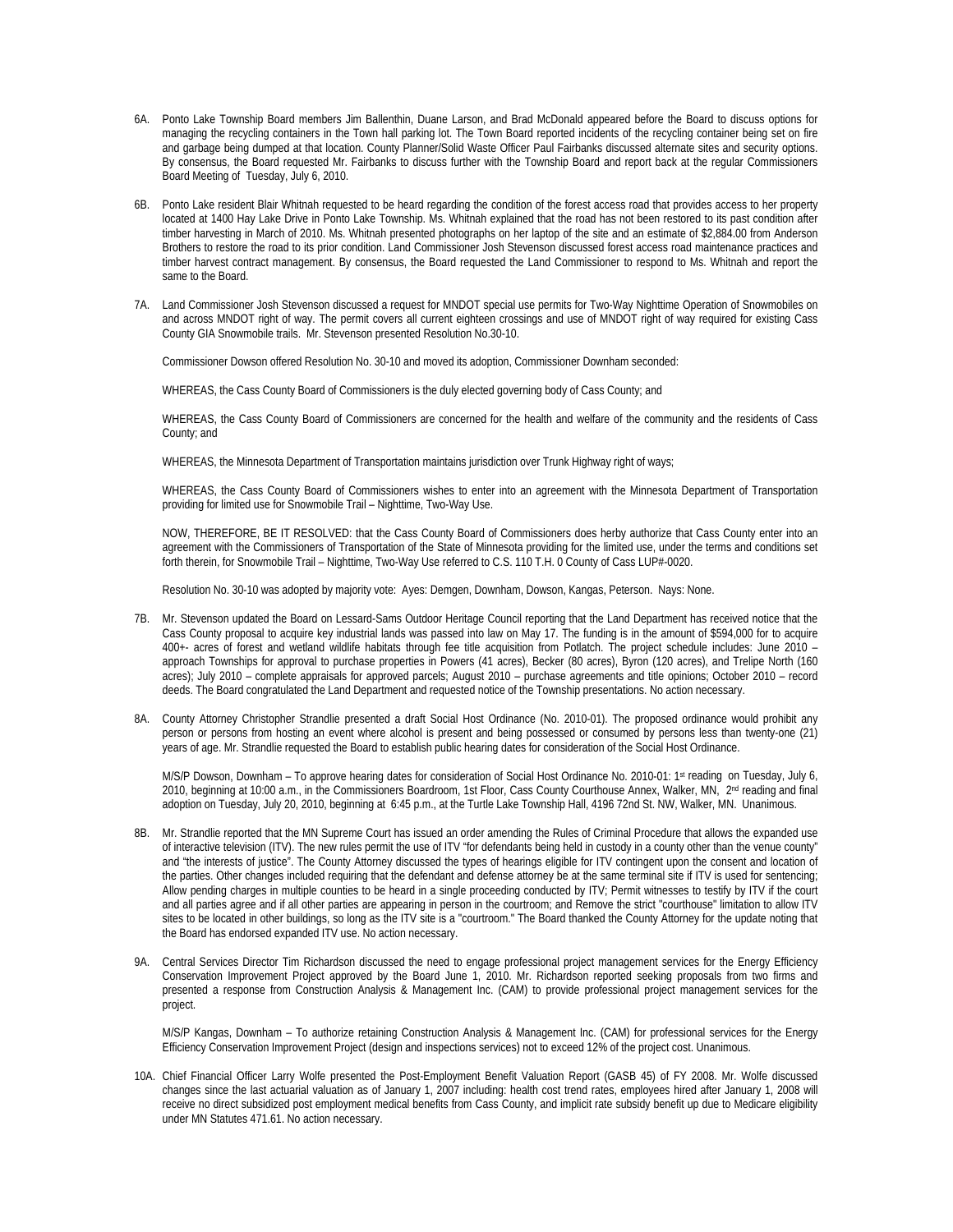6A. Ponto Lake Township Board members Jim Ballenthin, Duane Larson, and Brad McDonald appeared before the Board to discuss options for managing the recycling containers in the Town hall parking lot. The Town Board reported incidents of the recycling container being set on fire and garbage being dumped at that location. County Planner/Solid Waste Officer Paul Fairbanks discussed alternate sites and security options. By consensus, the Board requested Mr. Fairbanks to discuss further with the Township Board and report back at the regular Commissioners Board Meeting of Tuesday, July 6, 2010.

6B. Ponto Lake resident Blair Whitnah requested to be heard regarding the condition of the forest access road that provides access to her property located at 1400 Hay Lake Drive in Ponto Lake Township. Ms. Whitnah explained that the road has not been restored to its past condition after timber harvesting in March of 2010. Ms. Whitnah presented photographs on her laptop of the site and an estimate of $2,884.00 from Anderson Brothers to restore the road to its prior condition. Land Commissioner Josh Stevenson discussed forest access road maintenance practices and timber harvest contract management. By consensus, the Board requested the Land Commissioner to respond to Ms. Whitnah and report the same to the Board.

7A. Land Commissioner Josh Stevenson discussed a request for MNDOT special use permits for Two-Way Nighttime Operation of Snowmobiles on and across MNDOT right of way. The permit covers all current eighteen crossings and use of MNDOT right of way required for existing Cass County GIA Snowmobile trails. Mr. Stevenson presented Resolution No.30-10.

Commissioner Dowson offered Resolution No. 30-10 and moved its adoption, Commissioner Downham seconded:

WHEREAS, the Cass County Board of Commissioners is the duly elected governing body of Cass County; and

WHEREAS, the Cass County Board of Commissioners are concerned for the health and welfare of the community and the residents of Cass County; and

WHEREAS, the Minnesota Department of Transportation maintains jurisdiction over Trunk Highway right of ways;

WHEREAS, the Cass County Board of Commissioners wishes to enter into an agreement with the Minnesota Department of Transportation providing for limited use for Snowmobile Trail – Nighttime, Two-Way Use.

NOW, THEREFORE, BE IT RESOLVED: that the Cass County Board of Commissioners does herby authorize that Cass County enter into an agreement with the Commissioners of Transportation of the State of Minnesota providing for the limited use, under the terms and conditions set forth therein, for Snowmobile Trail – Nighttime, Two-Way Use referred to C.S. 110 T.H. 0 County of Cass LUP#-0020.

Resolution No. 30-10 was adopted by majority vote: Ayes: Demgen, Downham, Dowson, Kangas, Peterson. Nays: None.

7B. Mr. Stevenson updated the Board on Lessard-Sams Outdoor Heritage Council reporting that the Land Department has received notice that the Cass County proposal to acquire key industrial lands was passed into law on May 17. The funding is in the amount of $594,000 for to acquire 400+- acres of forest and wetland wildlife habitats through fee title acquisition from Potlatch. The project schedule includes: June 2010 – approach Townships for approval to purchase properties in Powers (41 acres), Becker (80 acres), Byron (120 acres), and Trelipe North (160 acres); July 2010 – complete appraisals for approved parcels; August 2010 – purchase agreements and title opinions; October 2010 – record deeds. The Board congratulated the Land Department and requested notice of the Township presentations. No action necessary.

8A. County Attorney Christopher Strandlie presented a draft Social Host Ordinance (No. 2010-01). The proposed ordinance would prohibit any person or persons from hosting an event where alcohol is present and being possessed or consumed by persons less than twenty-one (21) years of age. Mr. Strandlie requested the Board to establish public hearing dates for consideration of the Social Host Ordinance.

M/S/P Dowson, Downham – To approve hearing dates for consideration of Social Host Ordinance No. 2010-01: 1st reading on Tuesday, July 6, 2010, beginning at 10:00 a.m., in the Commissioners Boardroom, 1st Floor, Cass County Courthouse Annex, Walker, MN, 2nd reading and final adoption on Tuesday, July 20, 2010, beginning at 6:45 p.m., at the Turtle Lake Township Hall, 4196 72nd St. NW, Walker, MN. Unanimous.

8B. Mr. Strandlie reported that the MN Supreme Court has issued an order amending the Rules of Criminal Procedure that allows the expanded use of interactive television (ITV). The new rules permit the use of ITV "for defendants being held in custody in a county other than the venue county" and "the interests of justice". The County Attorney discussed the types of hearings eligible for ITV contingent upon the consent and location of the parties. Other changes included requiring that the defendant and defense attorney be at the same terminal site if ITV is used for sentencing; Allow pending charges in multiple counties to be heard in a single proceeding conducted by ITV; Permit witnesses to testify by ITV if the court and all parties agree and if all other parties are appearing in person in the courtroom; and Remove the strict "courthouse" limitation to allow ITV sites to be located in other buildings, so long as the ITV site is a "courtroom." The Board thanked the County Attorney for the update noting that the Board has endorsed expanded ITV use. No action necessary.

9A. Central Services Director Tim Richardson discussed the need to engage professional project management services for the Energy Efficiency Conservation Improvement Project approved by the Board June 1, 2010. Mr. Richardson reported seeking proposals from two firms and presented a response from Construction Analysis & Management Inc. (CAM) to provide professional project management services for the project.

M/S/P Kangas, Downham – To authorize retaining Construction Analysis & Management Inc. (CAM) for professional services for the Energy Efficiency Conservation Improvement Project (design and inspections services) not to exceed 12% of the project cost. Unanimous.

10A. Chief Financial Officer Larry Wolfe presented the Post-Employment Benefit Valuation Report (GASB 45) of FY 2008. Mr. Wolfe discussed changes since the last actuarial valuation as of January 1, 2007 including: health cost trend rates, employees hired after January 1, 2008 will receive no direct subsidized post employment medical benefits from Cass County, and implicit rate subsidy benefit up due to Medicare eligibility under MN Statutes 471.61. No action necessary.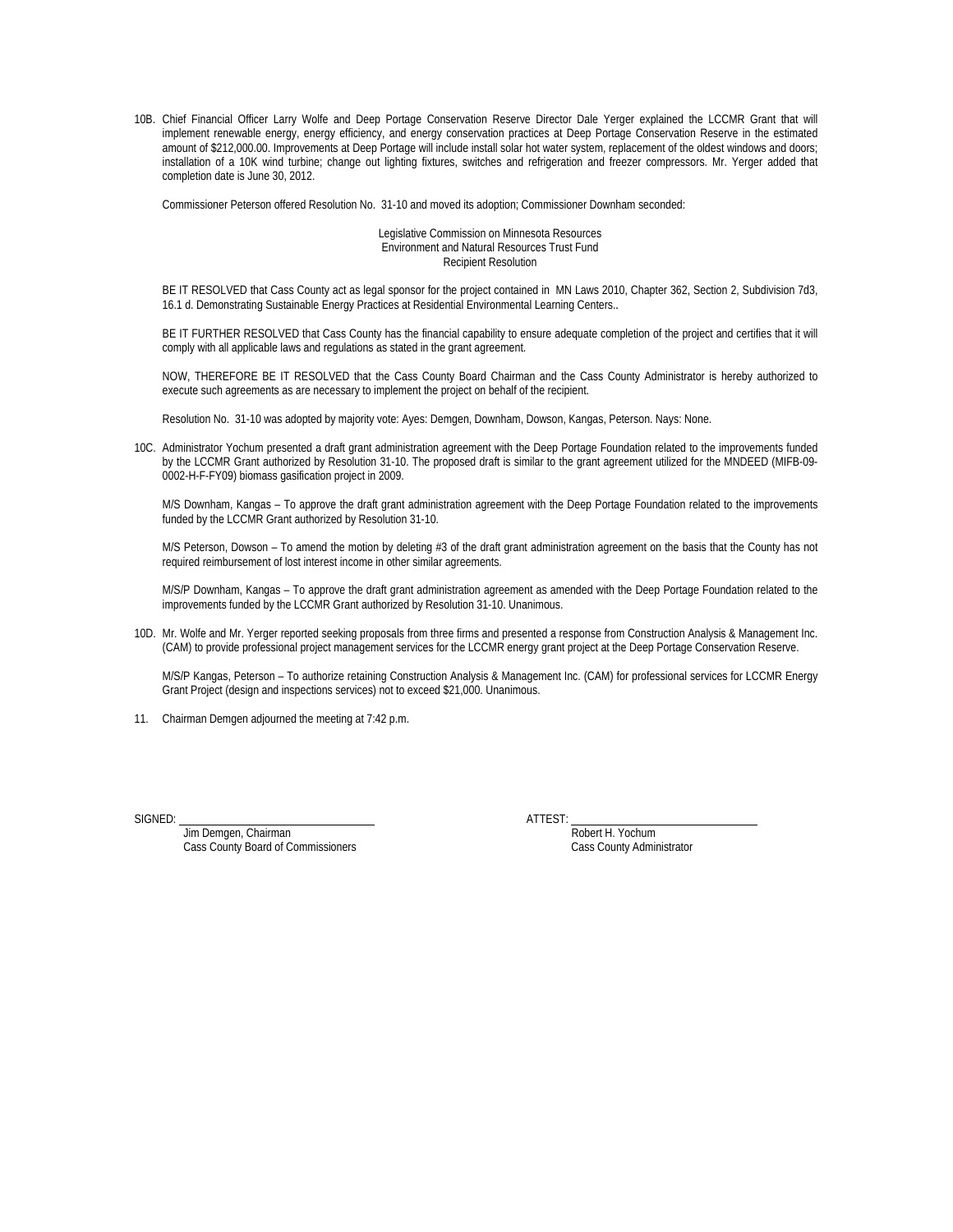10B. Chief Financial Officer Larry Wolfe and Deep Portage Conservation Reserve Director Dale Yerger explained the LCCMR Grant that will implement renewable energy, energy efficiency, and energy conservation practices at Deep Portage Conservation Reserve in the estimated amount of $212,000.00. Improvements at Deep Portage will include install solar hot water system, replacement of the oldest windows and doors; installation of a 10K wind turbine; change out lighting fixtures, switches and refrigeration and freezer compressors. Mr. Yerger added that completion date is June 30, 2012.

Commissioner Peterson offered Resolution No. 31-10 and moved its adoption; Commissioner Downham seconded:

Legislative Commission on Minnesota Resources
Environment and Natural Resources Trust Fund
Recipient Resolution

BE IT RESOLVED that Cass County act as legal sponsor for the project contained in MN Laws 2010, Chapter 362, Section 2, Subdivision 7d3, 16.1 d. Demonstrating Sustainable Energy Practices at Residential Environmental Learning Centers..

BE IT FURTHER RESOLVED that Cass County has the financial capability to ensure adequate completion of the project and certifies that it will comply with all applicable laws and regulations as stated in the grant agreement.

NOW, THEREFORE BE IT RESOLVED that the Cass County Board Chairman and the Cass County Administrator is hereby authorized to execute such agreements as are necessary to implement the project on behalf of the recipient.

Resolution No. 31-10 was adopted by majority vote: Ayes: Demgen, Downham, Dowson, Kangas, Peterson. Nays: None.

10C. Administrator Yochum presented a draft grant administration agreement with the Deep Portage Foundation related to the improvements funded by the LCCMR Grant authorized by Resolution 31-10. The proposed draft is similar to the grant agreement utilized for the MNDEED (MIFB-09-0002-H-F-FY09) biomass gasification project in 2009.

M/S Downham, Kangas – To approve the draft grant administration agreement with the Deep Portage Foundation related to the improvements funded by the LCCMR Grant authorized by Resolution 31-10.

M/S Peterson, Dowson – To amend the motion by deleting #3 of the draft grant administration agreement on the basis that the County has not required reimbursement of lost interest income in other similar agreements.

M/S/P Downham, Kangas – To approve the draft grant administration agreement as amended with the Deep Portage Foundation related to the improvements funded by the LCCMR Grant authorized by Resolution 31-10. Unanimous.

10D. Mr. Wolfe and Mr. Yerger reported seeking proposals from three firms and presented a response from Construction Analysis & Management Inc. (CAM) to provide professional project management services for the LCCMR energy grant project at the Deep Portage Conservation Reserve.

M/S/P Kangas, Peterson – To authorize retaining Construction Analysis & Management Inc. (CAM) for professional services for LCCMR Energy Grant Project (design and inspections services) not to exceed $21,000. Unanimous.

11. Chairman Demgen adjourned the meeting at 7:42 p.m.

SIGNED: ______________________________
Jim Demgen, Chairman
Cass County Board of Commissioners

ATTEST: ______________________________
Robert H. Yochum
Cass County Administrator